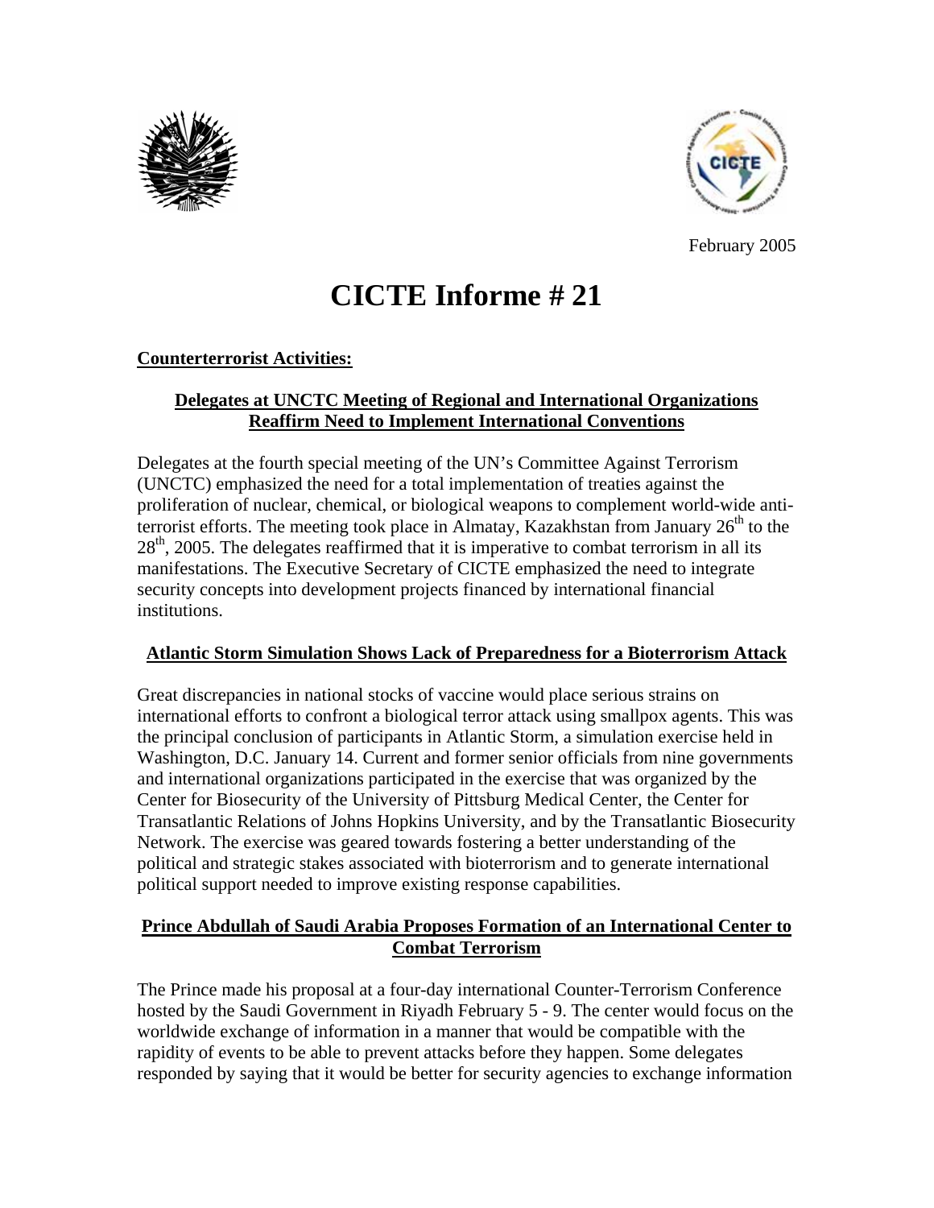February 2005

# CICTE Informe # 21

## Counterterrorist Activities:

### Delegates at UNCTC Meeting of Regional and International Organizations Reaffirm Need to Implement International Conventions

Delegates at the fourth special meeting of the UN's Committee Against Terrorism (UNCTC) emphasized the need for a total implementation of treaties against the proliferation of nuclear, chemical, or biological weapons to complement world-wide anti-terrorist efforts. The meeting took place in Almatay, Kazakhstan from January 26th to the 28th, 2005. The delegates reaffirmed that it is imperative to combat terrorism in all its manifestations. The Executive Secretary of CICTE emphasized the need to integrate security concepts into development projects financed by international financial institutions.

### Atlantic Storm Simulation Shows Lack of Preparedness for a Bioterrorism Attack

Great discrepancies in national stocks of vaccine would place serious strains on international efforts to confront a biological terror attack using smallpox agents. This was the principal conclusion of participants in Atlantic Storm, a simulation exercise held in Washington, D.C. January 14. Current and former senior officials from nine governments and international organizations participated in the exercise that was organized by the Center for Biosecurity of the University of Pittsburg Medical Center, the Center for Transatlantic Relations of Johns Hopkins University, and by the Transatlantic Biosecurity Network. The exercise was geared towards fostering a better understanding of the political and strategic stakes associated with bioterrorism and to generate international political support needed to improve existing response capabilities.

### Prince Abdullah of Saudi Arabia Proposes Formation of an International Center to Combat Terrorism

The Prince made his proposal at a four-day international Counter-Terrorism Conference hosted by the Saudi Government in Riyadh February 5 - 9. The center would focus on the worldwide exchange of information in a manner that would be compatible with the rapidity of events to be able to prevent attacks before they happen. Some delegates responded by saying that it would be better for security agencies to exchange information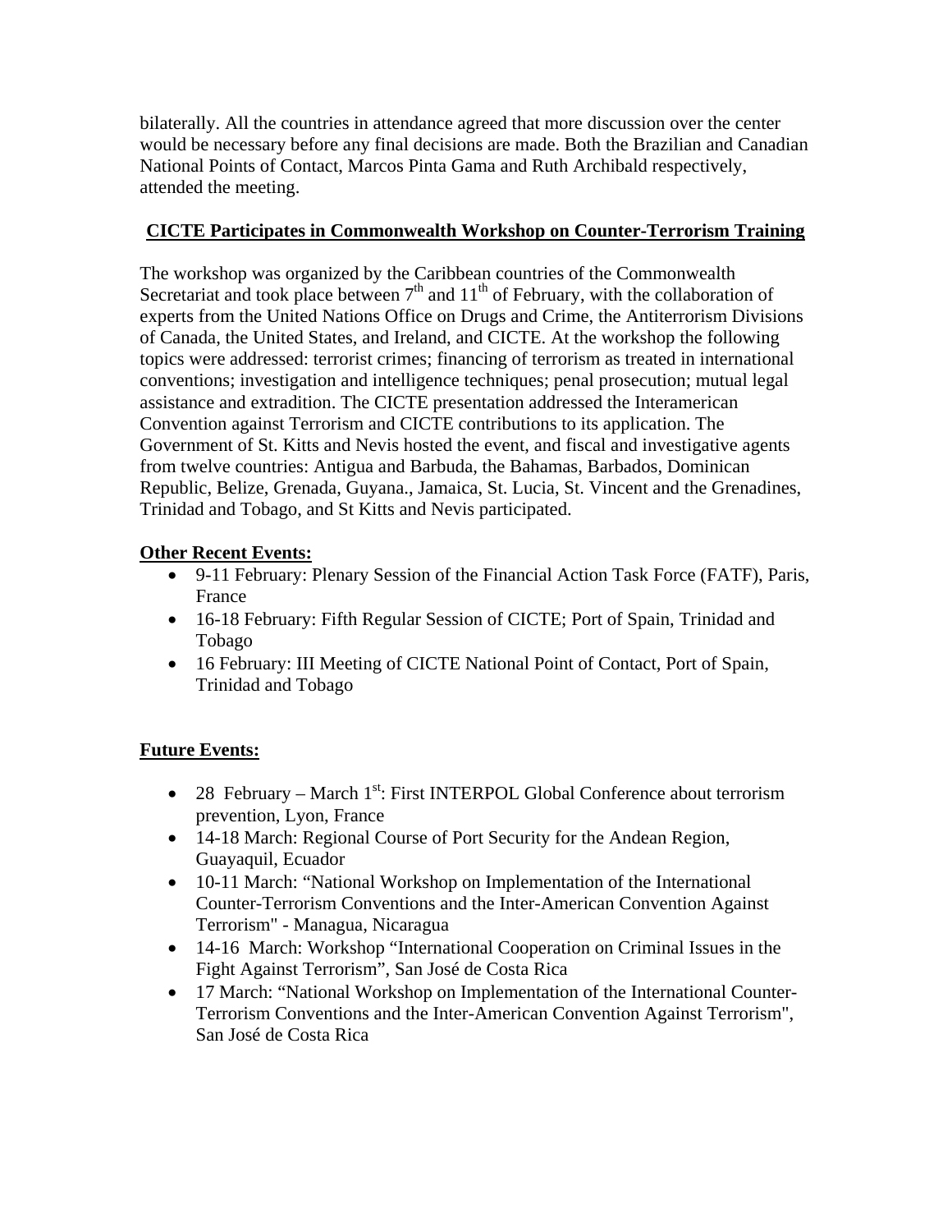bilaterally. All the countries in attendance agreed that more discussion over the center would be necessary before any final decisions are made. Both the Brazilian and Canadian National Points of Contact, Marcos Pinta Gama and Ruth Archibald respectively, attended the meeting.

## CICTE Participates in Commonwealth Workshop on Counter-Terrorism Training

The workshop was organized by the Caribbean countries of the Commonwealth Secretariat and took place between 7th and 11th of February, with the collaboration of experts from the United Nations Office on Drugs and Crime, the Antiterrorism Divisions of Canada, the United States, and Ireland, and CICTE. At the workshop the following topics were addressed: terrorist crimes; financing of terrorism as treated in international conventions; investigation and intelligence techniques; penal prosecution; mutual legal assistance and extradition. The CICTE presentation addressed the Interamerican Convention against Terrorism and CICTE contributions to its application. The Government of St. Kitts and Nevis hosted the event, and fiscal and investigative agents from twelve countries: Antigua and Barbuda, the Bahamas, Barbados, Dominican Republic, Belize, Grenada, Guyana., Jamaica, St. Lucia, St. Vincent and the Grenadines, Trinidad and Tobago, and St Kitts and Nevis participated.

**Other Recent Events:**

- 9-11 February: Plenary Session of the Financial Action Task Force (FATF), Paris, France
- 16-18 February: Fifth Regular Session of CICTE; Port of Spain, Trinidad and Tobago
- 16 February: III Meeting of CICTE National Point of Contact, Port of Spain, Trinidad and Tobago

**Future Events:**

- 28 February – March 1st: First INTERPOL Global Conference about terrorism prevention, Lyon, France
- 14-18 March: Regional Course of Port Security for the Andean Region, Guayaquil, Ecuador
- 10-11 March: "National Workshop on Implementation of the International Counter-Terrorism Conventions and the Inter-American Convention Against Terrorism" - Managua, Nicaragua
- 14-16 March: Workshop "International Cooperation on Criminal Issues in the Fight Against Terrorism", San José de Costa Rica
- 17 March: "National Workshop on Implementation of the International Counter-Terrorism Conventions and the Inter-American Convention Against Terrorism", San José de Costa Rica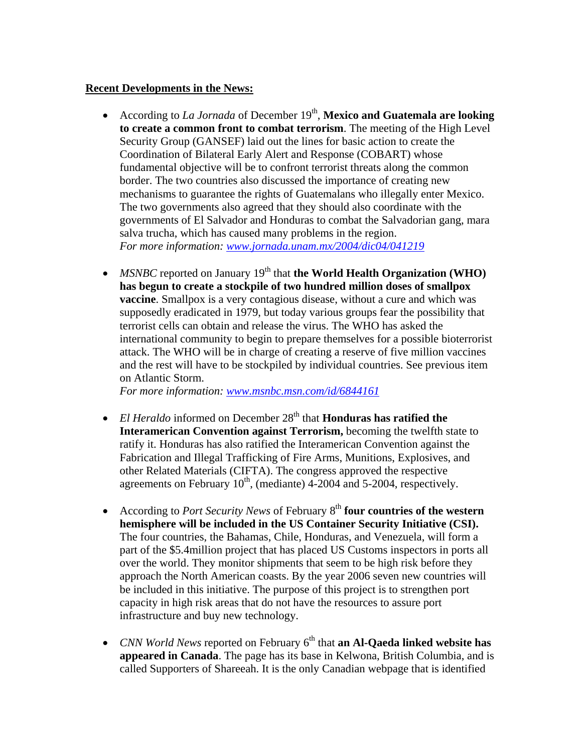**Recent Developments in the News:**

- According to *La Jornada* of December 19th, **Mexico and Guatemala are looking to create a common front to combat terrorism**. The meeting of the High Level Security Group (GANSEF) laid out the lines for basic action to create the Coordination of Bilateral Early Alert and Response (COBART) whose fundamental objective will be to confront terrorist threats along the common border. The two countries also discussed the importance of creating new mechanisms to guarantee the rights of Guatemalans who illegally enter Mexico. The two governments also agreed that they should also coordinate with the governments of El Salvador and Honduras to combat the Salvadorian gang, mara salva trucha, which has caused many problems in the region.
  *For more information: [www.jornada.unam.mx/2004/dic04/041219](www.jornada.unam.mx/2004/dic04/041219)*

- *MSNBC* reported on January 19th that **the World Health Organization (WHO) has begun to create a stockpile of two hundred million doses of smallpox vaccine**. Smallpox is a very contagious disease, without a cure and which was supposedly eradicated in 1979, but today various groups fear the possibility that terrorist cells can obtain and release the virus. The WHO has asked the international community to begin to prepare themselves for a possible bioterrorist attack. The WHO will be in charge of creating a reserve of five million vaccines and the rest will have to be stockpiled by individual countries. See previous item on Atlantic Storm.
  *For more information: [www.msnbc.msn.com/id/6844161](www.msnbc.msn.com/id/6844161)*

- *El Heraldo* informed on December 28th that **Honduras has ratified the Interamerican Convention against Terrorism,** becoming the twelfth state to ratify it. Honduras has also ratified the Interamerican Convention against the Fabrication and Illegal Trafficking of Fire Arms, Munitions, Explosives, and other Related Materials (CIFTA). The congress approved the respective agreements on February 10th, (mediante) 4-2004 and 5-2004, respectively.

- According to *Port Security News* of February 8th **four countries of the western hemisphere will be included in the US Container Security Initiative (CSI).** The four countries, the Bahamas, Chile, Honduras, and Venezuela, will form a part of the $5.4million project that has placed US Customs inspectors in ports all over the world. They monitor shipments that seem to be high risk before they approach the North American coasts. By the year 2006 seven new countries will be included in this initiative. The purpose of this project is to strengthen port capacity in high risk areas that do not have the resources to assure port infrastructure and buy new technology.

- *CNN World News* reported on February 6th that **an Al-Qaeda linked website has appeared in Canada**. The page has its base in Kelwona, British Columbia, and is called Supporters of Shareeah. It is the only Canadian webpage that is identified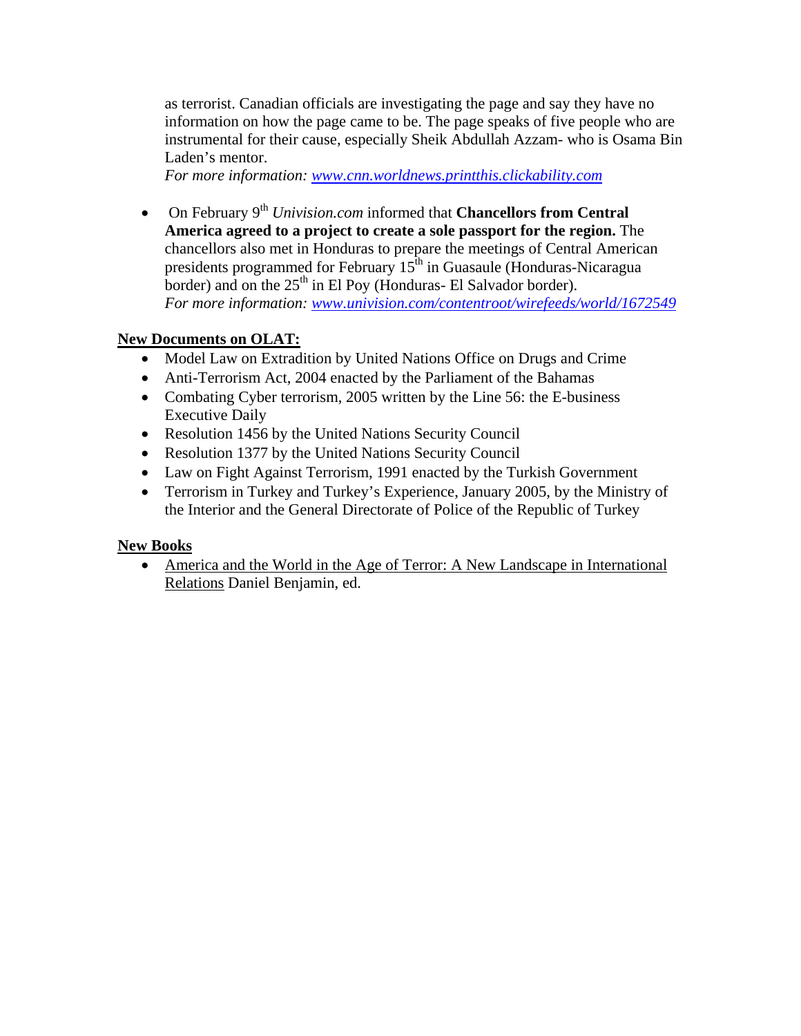as terrorist. Canadian officials are investigating the page and say they have no information on how the page came to be. The page speaks of five people who are instrumental for their cause, especially Sheik Abdullah Azzam- who is Osama Bin Laden's mentor.
*For more information: [www.cnn.worldnews.printthis.clickability.com](www.cnn.worldnews.printthis.clickability.com)*

- On February 9th *Univision.com* informed that **Chancellors from Central America agreed to a project to create a sole passport for the region.** The chancellors also met in Honduras to prepare the meetings of Central American presidents programmed for February 15th in Guasaule (Honduras-Nicaragua border) and on the 25th in El Poy (Honduras- El Salvador border).
*For more information: [www.univision.com/contentroot/wirefeeds/world/1672549](www.univision.com/contentroot/wirefeeds/world/1672549)*

## New Documents on OLAT:

- Model Law on Extradition by United Nations Office on Drugs and Crime
- Anti-Terrorism Act, 2004 enacted by the Parliament of the Bahamas
- Combating Cyber terrorism, 2005 written by the Line 56: the E-business Executive Daily
- Resolution 1456 by the United Nations Security Council
- Resolution 1377 by the United Nations Security Council
- Law on Fight Against Terrorism, 1991 enacted by the Turkish Government
- Terrorism in Turkey and Turkey's Experience, January 2005, by the Ministry of the Interior and the General Directorate of Police of the Republic of Turkey

## New Books

- America and the World in the Age of Terror: A New Landscape in International Relations Daniel Benjamin, ed.